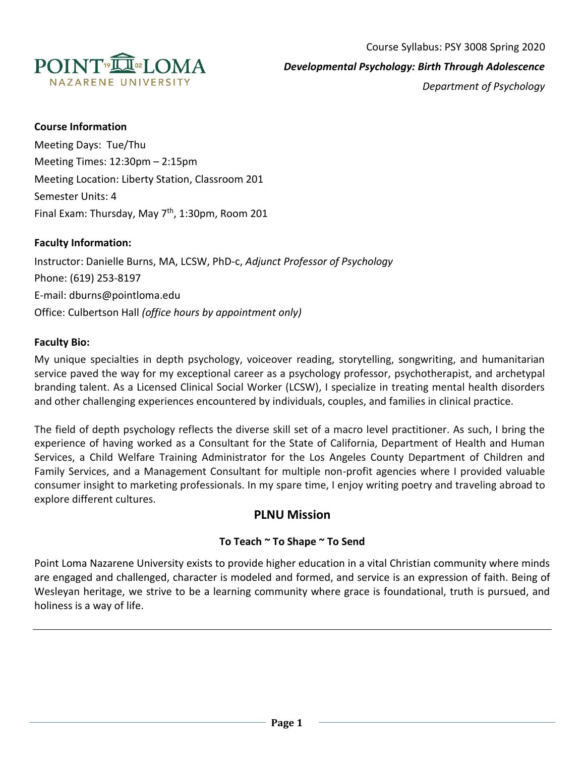Course Syllabus: PSY 3008 Spring 2020

***Developmental Psychology: Birth Through Adolescence***

*Department of Psychology*

**Course Information**

Meeting Days: Tue/Thu

Meeting Times: 12:30pm – 2:15pm

Meeting Location: Liberty Station, Classroom 201

Semester Units: 4

Final Exam: Thursday, May 7th, 1:30pm, Room 201

**Faculty Information:**

Instructor: Danielle Burns, MA, LCSW, PhD-c, *Adjunct Professor of Psychology*

Phone: (619) 253-8197

E-mail: dburns@pointloma.edu

Office: Culbertson Hall *(office hours by appointment only)*

**Faculty Bio:**

My unique specialties in depth psychology, voiceover reading, storytelling, songwriting, and humanitarian service paved the way for my exceptional career as a psychology professor, psychotherapist, and archetypal branding talent. As a Licensed Clinical Social Worker (LCSW), I specialize in treating mental health disorders and other challenging experiences encountered by individuals, couples, and families in clinical practice.

The field of depth psychology reflects the diverse skill set of a macro level practitioner. As such, I bring the experience of having worked as a Consultant for the State of California, Department of Health and Human Services, a Child Welfare Training Administrator for the Los Angeles County Department of Children and Family Services, and a Management Consultant for multiple non-profit agencies where I provided valuable consumer insight to marketing professionals. In my spare time, I enjoy writing poetry and traveling abroad to explore different cultures.

## PLNU Mission

**To Teach ~ To Shape ~ To Send**

Point Loma Nazarene University exists to provide higher education in a vital Christian community where minds are engaged and challenged, character is modeled and formed, and service is an expression of faith. Being of Wesleyan heritage, we strive to be a learning community where grace is foundational, truth is pursued, and holiness is a way of life.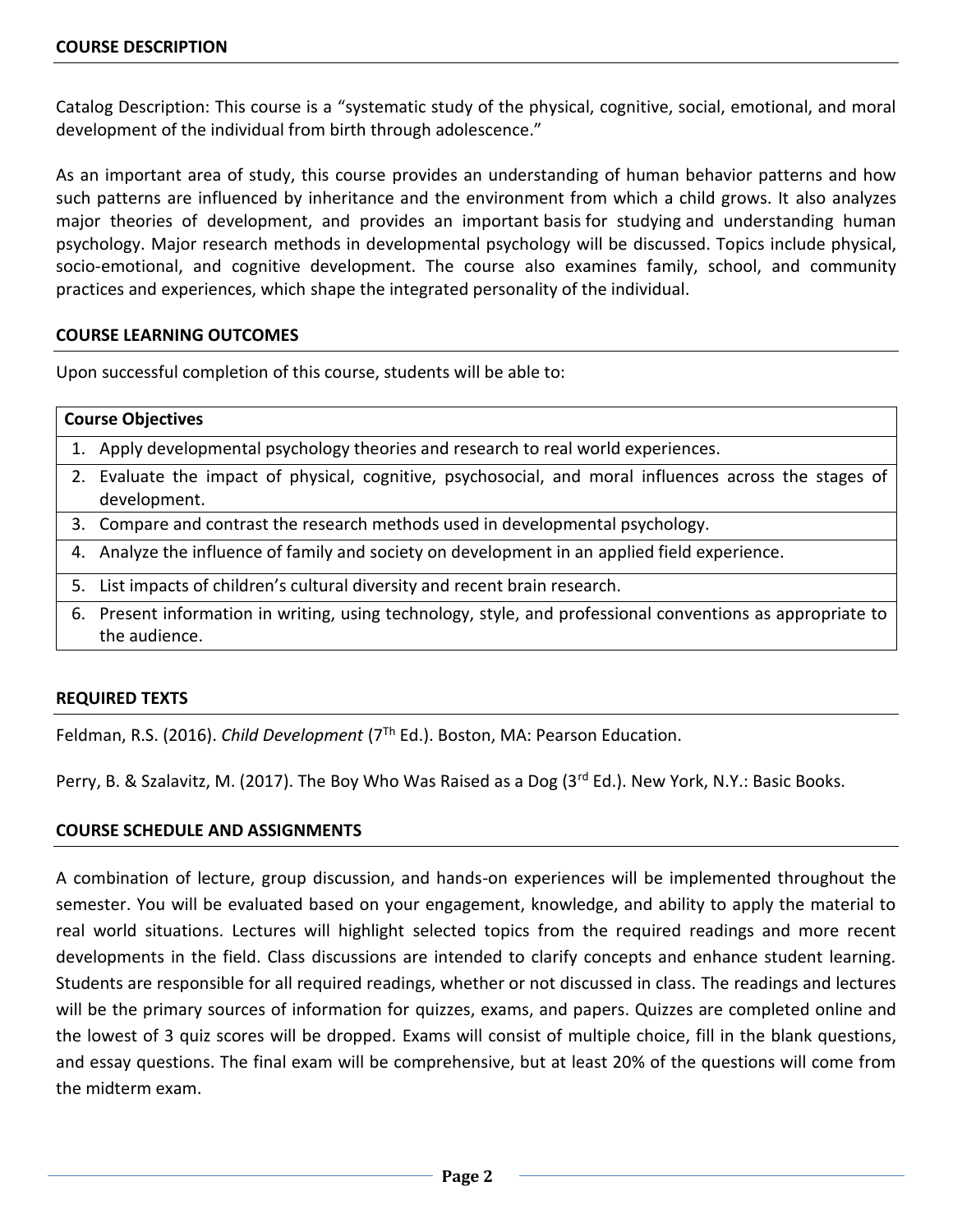## COURSE DESCRIPTION

Catalog Description: This course is a "systematic study of the physical, cognitive, social, emotional, and moral development of the individual from birth through adolescence."

As an important area of study, this course provides an understanding of human behavior patterns and how such patterns are influenced by inheritance and the environment from which a child grows. It also analyzes major theories of development, and provides an important basis for studying and understanding human psychology. Major research methods in developmental psychology will be discussed. Topics include physical, socio-emotional, and cognitive development. The course also examines family, school, and community practices and experiences, which shape the integrated personality of the individual.

## COURSE LEARNING OUTCOMES

Upon successful completion of this course, students will be able to:

| Course Objectives |
| --- |
| 1. Apply developmental psychology theories and research to real world experiences. |
| 2. Evaluate the impact of physical, cognitive, psychosocial, and moral influences across the stages of development. |
| 3. Compare and contrast the research methods used in developmental psychology. |
| 4. Analyze the influence of family and society on development in an applied field experience. |
| 5. List impacts of children's cultural diversity and recent brain research. |
| 6. Present information in writing, using technology, style, and professional conventions as appropriate to the audience. |

## REQUIRED TEXTS

Feldman, R.S. (2016). *Child Development* (7Th Ed.). Boston, MA: Pearson Education.

Perry, B. & Szalavitz, M. (2017). The Boy Who Was Raised as a Dog (3rd Ed.). New York, N.Y.: Basic Books.

## COURSE SCHEDULE AND ASSIGNMENTS

A combination of lecture, group discussion, and hands-on experiences will be implemented throughout the semester. You will be evaluated based on your engagement, knowledge, and ability to apply the material to real world situations. Lectures will highlight selected topics from the required readings and more recent developments in the field. Class discussions are intended to clarify concepts and enhance student learning. Students are responsible for all required readings, whether or not discussed in class. The readings and lectures will be the primary sources of information for quizzes, exams, and papers. Quizzes are completed online and the lowest of 3 quiz scores will be dropped. Exams will consist of multiple choice, fill in the blank questions, and essay questions. The final exam will be comprehensive, but at least 20% of the questions will come from the midterm exam.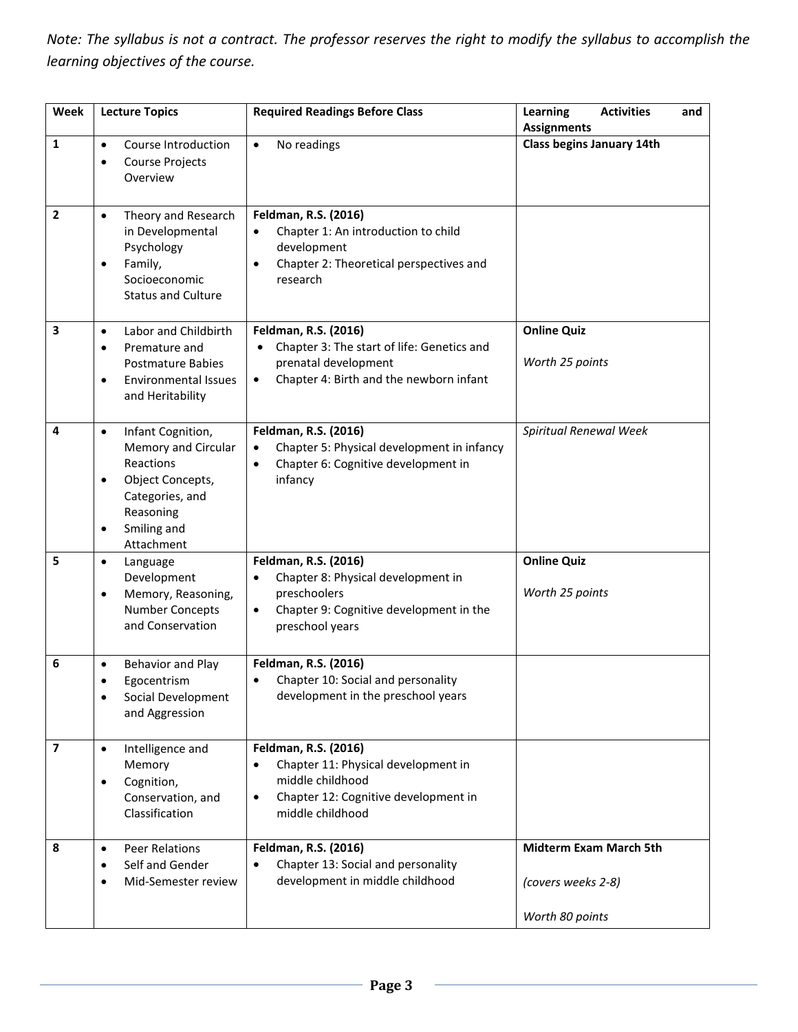*Note: The syllabus is not a contract. The professor reserves the right to modify the syllabus to accomplish the learning objectives of the course.*

| Week | Lecture Topics | Required Readings Before Class | Learning Activities and Assignments |
|---|---|---|---|
| 1 | • Course Introduction<br>• Course Projects Overview | • No readings | **Class begins January 14th** |
| 2 | • Theory and Research in Developmental Psychology<br>• Family, Socioeconomic Status and Culture | **Feldman, R.S. (2016)**<br>• Chapter 1: An introduction to child development<br>• Chapter 2: Theoretical perspectives and research | |
| 3 | • Labor and Childbirth<br>• Premature and Postmature Babies<br>• Environmental Issues and Heritability | **Feldman, R.S. (2016)**<br>• Chapter 3: The start of life: Genetics and prenatal development<br>• Chapter 4: Birth and the newborn infant | **Online Quiz**<br><br>*Worth 25 points* |
| 4 | • Infant Cognition, Memory and Circular Reactions<br>• Object Concepts, Categories, and Reasoning<br>• Smiling and Attachment | **Feldman, R.S. (2016)**<br>• Chapter 5: Physical development in infancy<br>• Chapter 6: Cognitive development in infancy | *Spiritual Renewal Week* |
| 5 | • Language Development<br>• Memory, Reasoning, Number Concepts and Conservation | **Feldman, R.S. (2016)**<br>• Chapter 8: Physical development in preschoolers<br>• Chapter 9: Cognitive development in the preschool years | **Online Quiz**<br><br>*Worth 25 points* |
| 6 | • Behavior and Play<br>• Egocentrism<br>• Social Development and Aggression | **Feldman, R.S. (2016)**<br>• Chapter 10: Social and personality development in the preschool years | |
| 7 | • Intelligence and Memory<br>• Cognition, Conservation, and Classification | **Feldman, R.S. (2016)**<br>• Chapter 11: Physical development in middle childhood<br>• Chapter 12: Cognitive development in middle childhood | |
| 8 | • Peer Relations<br>• Self and Gender<br>• Mid-Semester review | **Feldman, R.S. (2016)**<br>• Chapter 13: Social and personality development in middle childhood | **Midterm Exam March 5th**<br><br>*(covers weeks 2-8)*<br><br>*Worth 80 points* |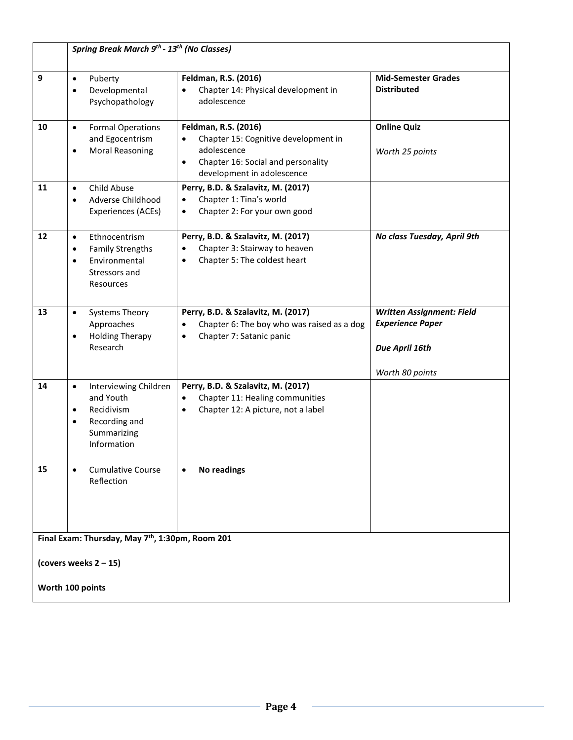| | | | |
|---|---|---|---|
| | ***Spring Break March 9th - 13th (No Classes)*** | | |
| **9** | • Puberty<br>• Developmental Psychopathology | **Feldman, R.S. (2016)**<br>• Chapter 14: Physical development in adolescence | **Mid-Semester Grades Distributed** |
| **10** | • Formal Operations and Egocentrism<br>• Moral Reasoning | **Feldman, R.S. (2016)**<br>• Chapter 15: Cognitive development in adolescence<br>• Chapter 16: Social and personality development in adolescence | **Online Quiz**<br><br>*Worth 25 points* |
| **11** | • Child Abuse<br>• Adverse Childhood Experiences (ACEs) | **Perry, B.D. & Szalavitz, M. (2017)**<br>• Chapter 1: Tina's world<br>• Chapter 2: For your own good | |
| **12** | • Ethnocentrism<br>• Family Strengths<br>• Environmental Stressors and Resources | **Perry, B.D. & Szalavitz, M. (2017)**<br>• Chapter 3: Stairway to heaven<br>• Chapter 5: The coldest heart | ***No class Tuesday, April 9th*** |
| **13** | • Systems Theory Approaches<br>• Holding Therapy Research | **Perry, B.D. & Szalavitz, M. (2017)**<br>• Chapter 6: The boy who was raised as a dog<br>• Chapter 7: Satanic panic | ***Written Assignment: Field Experience Paper***<br><br>***Due April 16th***<br><br>*Worth 80 points* |
| **14** | • Interviewing Children and Youth<br>• Recidivism<br>• Recording and Summarizing Information | **Perry, B.D. & Szalavitz, M. (2017)**<br>• Chapter 11: Healing communities<br>• Chapter 12: A picture, not a label | |
| **15** | • Cumulative Course Reflection | • **No readings** | |
| **Final Exam: Thursday, May 7th, 1:30pm, Room 201**<br><br>**(covers weeks 2 – 15)**<br><br>**Worth 100 points** | | | |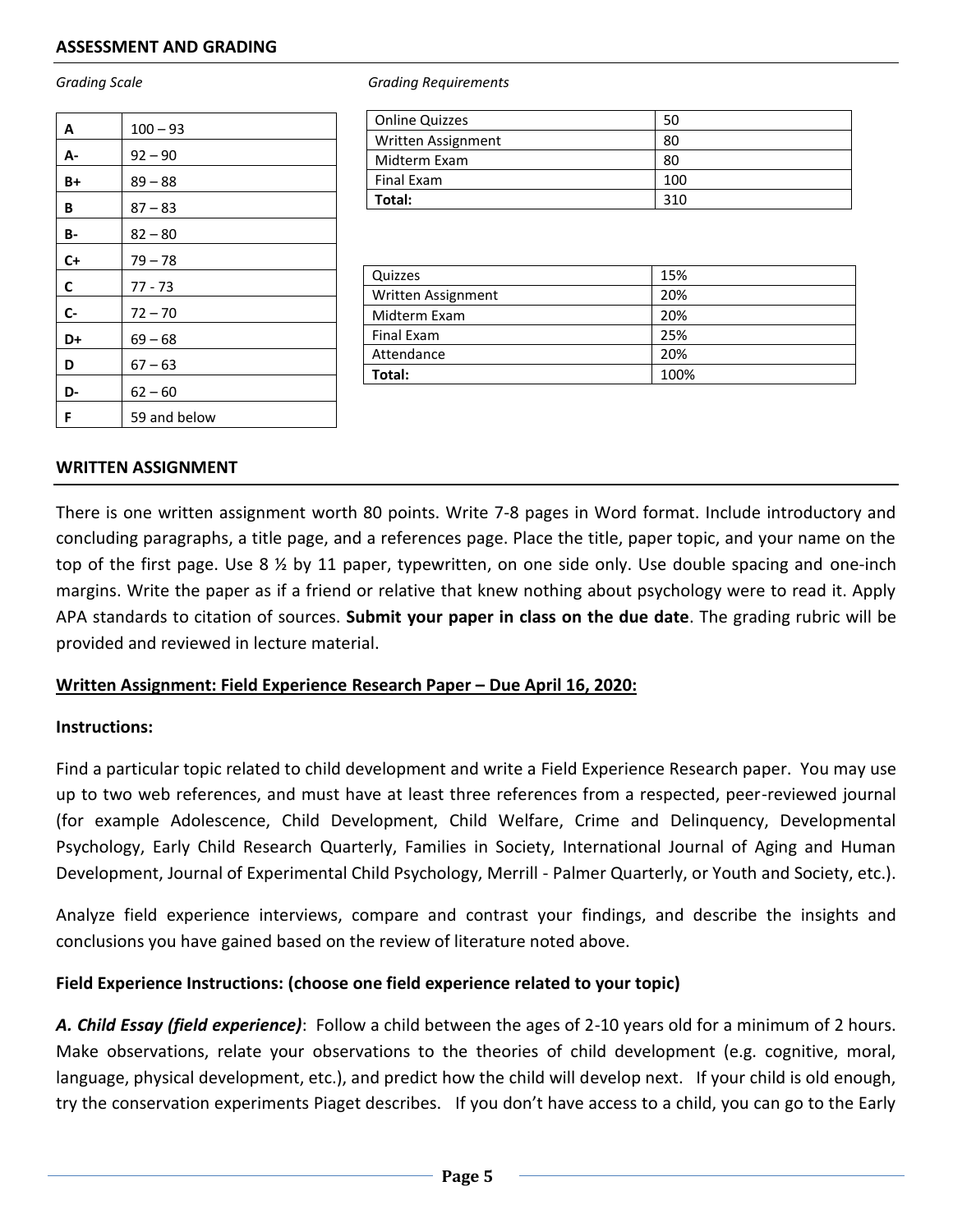## ASSESSMENT AND GRADING

*Grading Scale*

| | |
|---|---|
| **A** | 100 – 93 |
| **A-** | 92 – 90 |
| **B+** | 89 – 88 |
| **B** | 87 – 83 |
| **B-** | 82 – 80 |
| **C+** | 79 – 78 |
| **C** | 77 - 73 |
| **C-** | 72 – 70 |
| **D+** | 69 – 68 |
| **D** | 67 – 63 |
| **D-** | 62 – 60 |
| **F** | 59 and below |

*Grading Requirements*

| | |
|---|---|
| Online Quizzes | 50 |
| Written Assignment | 80 |
| Midterm Exam | 80 |
| Final Exam | 100 |
| **Total:** | 310 |

| | |
|---|---|
| Quizzes | 15% |
| Written Assignment | 20% |
| Midterm Exam | 20% |
| Final Exam | 25% |
| Attendance | 20% |
| **Total:** | 100% |

## WRITTEN ASSIGNMENT

There is one written assignment worth 80 points. Write 7-8 pages in Word format. Include introductory and concluding paragraphs, a title page, and a references page. Place the title, paper topic, and your name on the top of the first page. Use 8 ½ by 11 paper, typewritten, on one side only. Use double spacing and one-inch margins. Write the paper as if a friend or relative that knew nothing about psychology were to read it. Apply APA standards to citation of sources. **Submit your paper in class on the due date**. The grading rubric will be provided and reviewed in lecture material.

**Written Assignment: Field Experience Research Paper – Due April 16, 2020:**

**Instructions:**

Find a particular topic related to child development and write a Field Experience Research paper. You may use up to two web references, and must have at least three references from a respected, peer-reviewed journal (for example Adolescence, Child Development, Child Welfare, Crime and Delinquency, Developmental Psychology, Early Child Research Quarterly, Families in Society, International Journal of Aging and Human Development, Journal of Experimental Child Psychology, Merrill - Palmer Quarterly, or Youth and Society, etc.).

Analyze field experience interviews, compare and contrast your findings, and describe the insights and conclusions you have gained based on the review of literature noted above.

**Field Experience Instructions: (choose one field experience related to your topic)**

***A. Child Essay (field experience)***: Follow a child between the ages of 2-10 years old for a minimum of 2 hours. Make observations, relate your observations to the theories of child development (e.g. cognitive, moral, language, physical development, etc.), and predict how the child will develop next. If your child is old enough, try the conservation experiments Piaget describes. If you don't have access to a child, you can go to the Early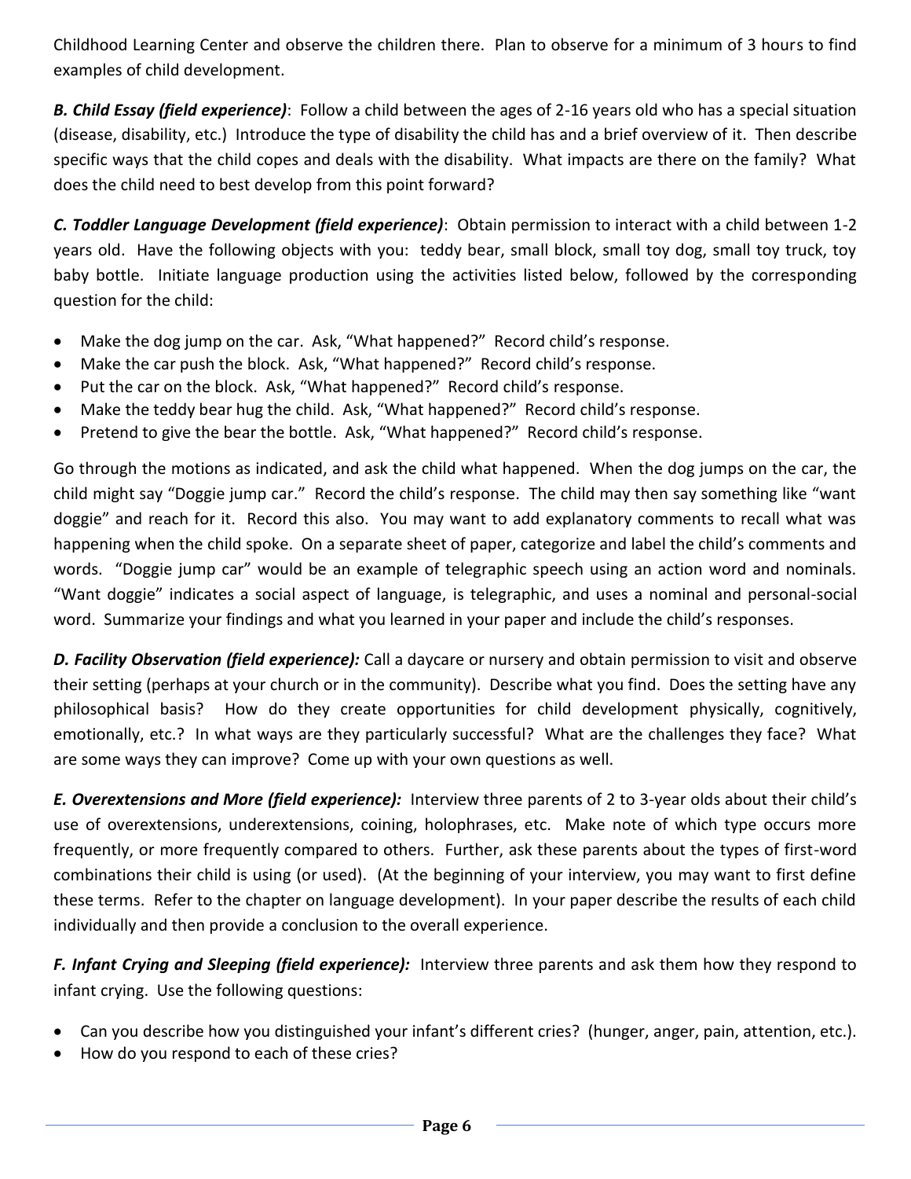Childhood Learning Center and observe the children there. Plan to observe for a minimum of 3 hours to find examples of child development.

***B. Child Essay (field experience)***: Follow a child between the ages of 2-16 years old who has a special situation (disease, disability, etc.) Introduce the type of disability the child has and a brief overview of it. Then describe specific ways that the child copes and deals with the disability. What impacts are there on the family? What does the child need to best develop from this point forward?

***C. Toddler Language Development (field experience)***: Obtain permission to interact with a child between 1-2 years old. Have the following objects with you: teddy bear, small block, small toy dog, small toy truck, toy baby bottle. Initiate language production using the activities listed below, followed by the corresponding question for the child:

- Make the dog jump on the car. Ask, "What happened?" Record child's response.
- Make the car push the block. Ask, "What happened?" Record child's response.
- Put the car on the block. Ask, "What happened?" Record child's response.
- Make the teddy bear hug the child. Ask, "What happened?" Record child's response.
- Pretend to give the bear the bottle. Ask, "What happened?" Record child's response.

Go through the motions as indicated, and ask the child what happened. When the dog jumps on the car, the child might say "Doggie jump car." Record the child's response. The child may then say something like "want doggie" and reach for it. Record this also. You may want to add explanatory comments to recall what was happening when the child spoke. On a separate sheet of paper, categorize and label the child's comments and words. "Doggie jump car" would be an example of telegraphic speech using an action word and nominals. "Want doggie" indicates a social aspect of language, is telegraphic, and uses a nominal and personal-social word. Summarize your findings and what you learned in your paper and include the child's responses.

***D. Facility Observation (field experience):*** Call a daycare or nursery and obtain permission to visit and observe their setting (perhaps at your church or in the community). Describe what you find. Does the setting have any philosophical basis? How do they create opportunities for child development physically, cognitively, emotionally, etc.? In what ways are they particularly successful? What are the challenges they face? What are some ways they can improve? Come up with your own questions as well.

***E. Overextensions and More (field experience):*** Interview three parents of 2 to 3-year olds about their child's use of overextensions, underextensions, coining, holophrases, etc. Make note of which type occurs more frequently, or more frequently compared to others. Further, ask these parents about the types of first-word combinations their child is using (or used). (At the beginning of your interview, you may want to first define these terms. Refer to the chapter on language development). In your paper describe the results of each child individually and then provide a conclusion to the overall experience.

***F. Infant Crying and Sleeping (field experience):*** Interview three parents and ask them how they respond to infant crying. Use the following questions:

- Can you describe how you distinguished your infant's different cries? (hunger, anger, pain, attention, etc.).
- How do you respond to each of these cries?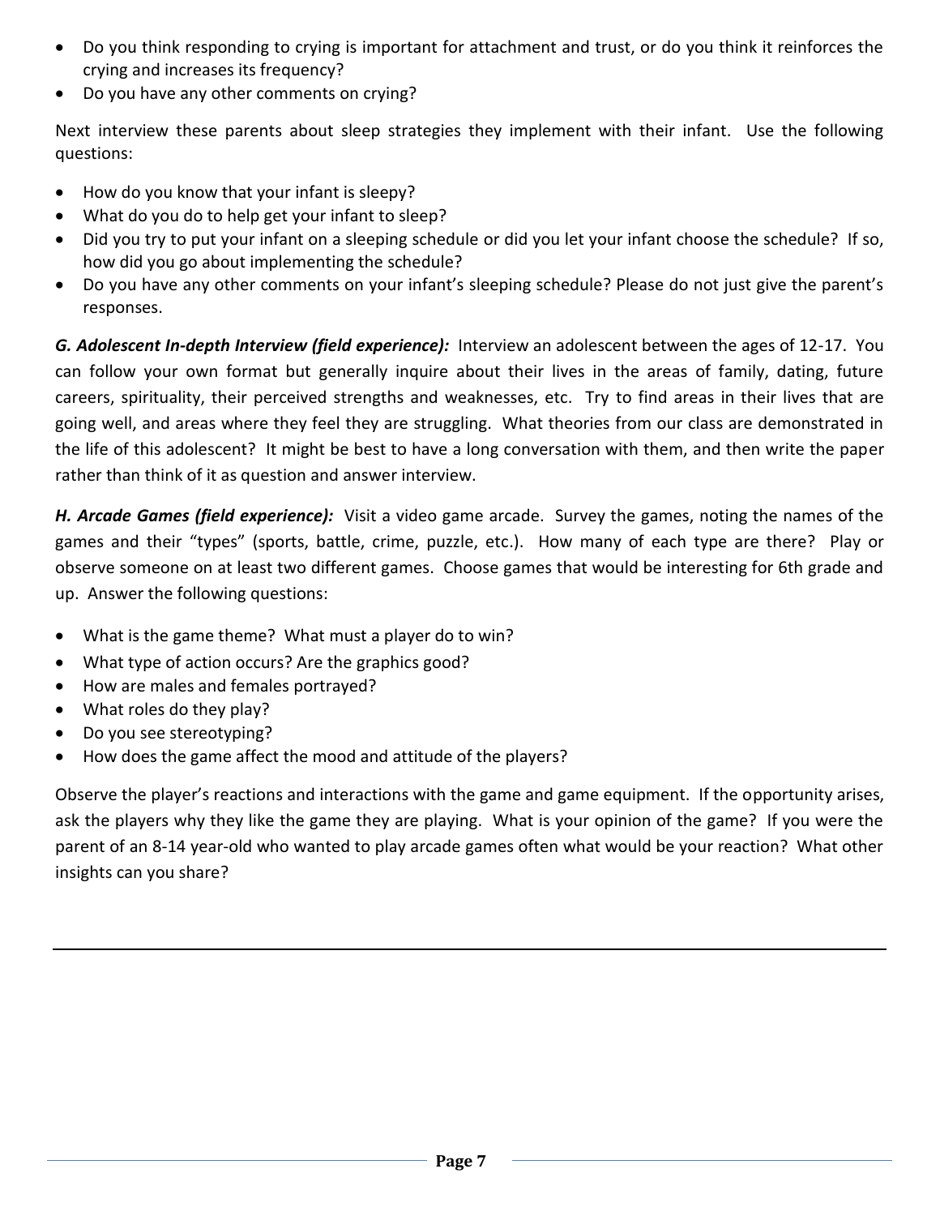- Do you think responding to crying is important for attachment and trust, or do you think it reinforces the crying and increases its frequency?
- Do you have any other comments on crying?

Next interview these parents about sleep strategies they implement with their infant. Use the following questions:

- How do you know that your infant is sleepy?
- What do you do to help get your infant to sleep?
- Did you try to put your infant on a sleeping schedule or did you let your infant choose the schedule? If so, how did you go about implementing the schedule?
- Do you have any other comments on your infant's sleeping schedule? Please do not just give the parent's responses.

***G. Adolescent In-depth Interview (field experience):*** Interview an adolescent between the ages of 12-17. You can follow your own format but generally inquire about their lives in the areas of family, dating, future careers, spirituality, their perceived strengths and weaknesses, etc. Try to find areas in their lives that are going well, and areas where they feel they are struggling. What theories from our class are demonstrated in the life of this adolescent? It might be best to have a long conversation with them, and then write the paper rather than think of it as question and answer interview.

***H. Arcade Games (field experience):*** Visit a video game arcade. Survey the games, noting the names of the games and their "types" (sports, battle, crime, puzzle, etc.). How many of each type are there? Play or observe someone on at least two different games. Choose games that would be interesting for 6th grade and up. Answer the following questions:

- What is the game theme? What must a player do to win?
- What type of action occurs? Are the graphics good?
- How are males and females portrayed?
- What roles do they play?
- Do you see stereotyping?
- How does the game affect the mood and attitude of the players?

Observe the player's reactions and interactions with the game and game equipment. If the opportunity arises, ask the players why they like the game they are playing. What is your opinion of the game? If you were the parent of an 8-14 year-old who wanted to play arcade games often what would be your reaction? What other insights can you share?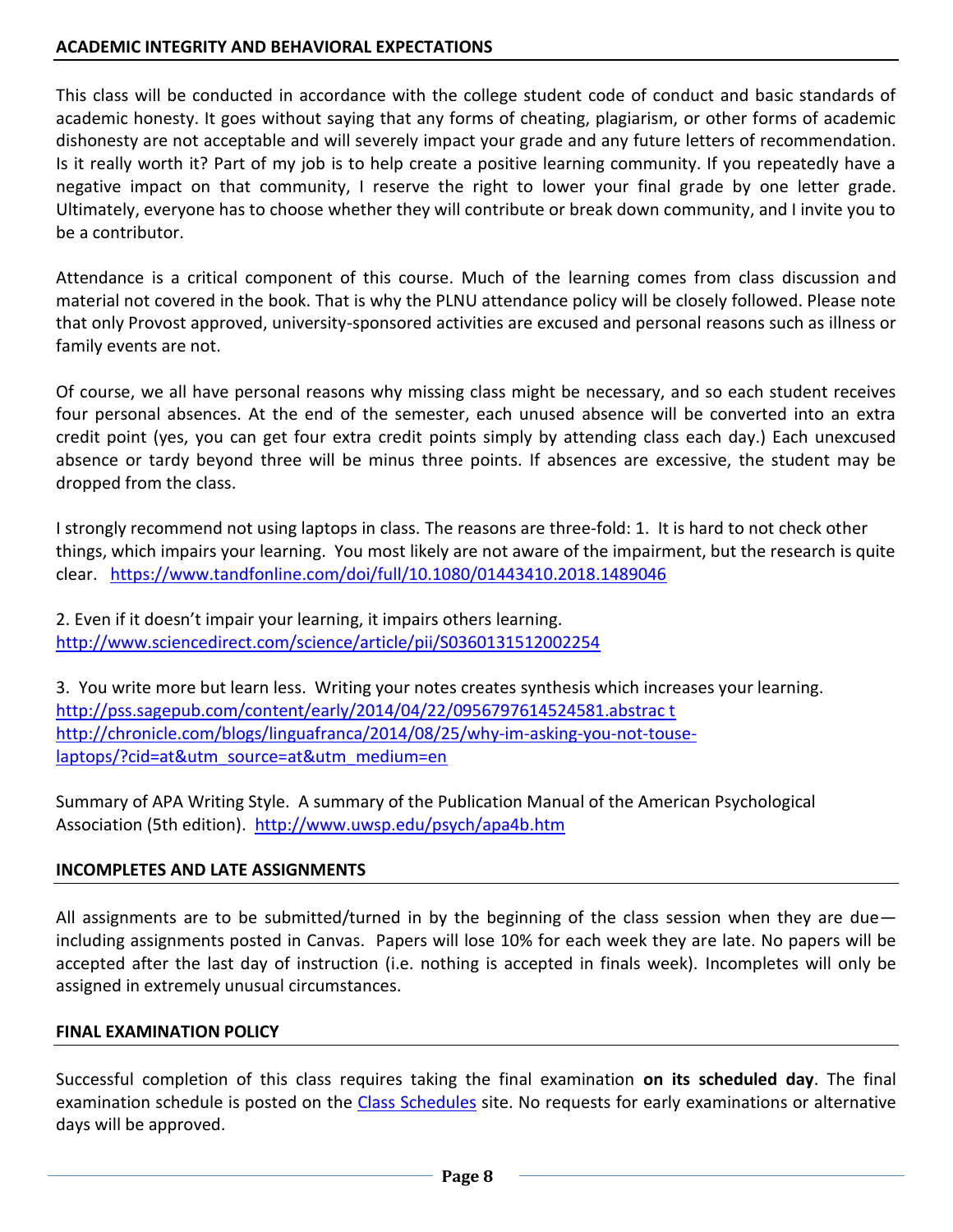## ACADEMIC INTEGRITY AND BEHAVIORAL EXPECTATIONS

This class will be conducted in accordance with the college student code of conduct and basic standards of academic honesty. It goes without saying that any forms of cheating, plagiarism, or other forms of academic dishonesty are not acceptable and will severely impact your grade and any future letters of recommendation. Is it really worth it? Part of my job is to help create a positive learning community. If you repeatedly have a negative impact on that community, I reserve the right to lower your final grade by one letter grade. Ultimately, everyone has to choose whether they will contribute or break down community, and I invite you to be a contributor.

Attendance is a critical component of this course. Much of the learning comes from class discussion and material not covered in the book. That is why the PLNU attendance policy will be closely followed. Please note that only Provost approved, university-sponsored activities are excused and personal reasons such as illness or family events are not.

Of course, we all have personal reasons why missing class might be necessary, and so each student receives four personal absences. At the end of the semester, each unused absence will be converted into an extra credit point (yes, you can get four extra credit points simply by attending class each day.) Each unexcused absence or tardy beyond three will be minus three points. If absences are excessive, the student may be dropped from the class.

I strongly recommend not using laptops in class. The reasons are three-fold: 1. It is hard to not check other things, which impairs your learning. You most likely are not aware of the impairment, but the research is quite clear. https://www.tandfonline.com/doi/full/10.1080/01443410.2018.1489046

2. Even if it doesn't impair your learning, it impairs others learning.
http://www.sciencedirect.com/science/article/pii/S0360131512002254

3. You write more but learn less. Writing your notes creates synthesis which increases your learning.
http://pss.sagepub.com/content/early/2014/04/22/0956797614524581.abstrac t
http://chronicle.com/blogs/linguafranca/2014/08/25/why-im-asking-you-not-touse-laptops/?cid=at&utm_source=at&utm_medium=en

Summary of APA Writing Style. A summary of the Publication Manual of the American Psychological Association (5th edition). http://www.uwsp.edu/psych/apa4b.htm

## INCOMPLETES AND LATE ASSIGNMENTS

All assignments are to be submitted/turned in by the beginning of the class session when they are due—including assignments posted in Canvas. Papers will lose 10% for each week they are late. No papers will be accepted after the last day of instruction (i.e. nothing is accepted in finals week). Incompletes will only be assigned in extremely unusual circumstances.

## FINAL EXAMINATION POLICY

Successful completion of this class requires taking the final examination **on its scheduled day**. The final examination schedule is posted on the Class Schedules site. No requests for early examinations or alternative days will be approved.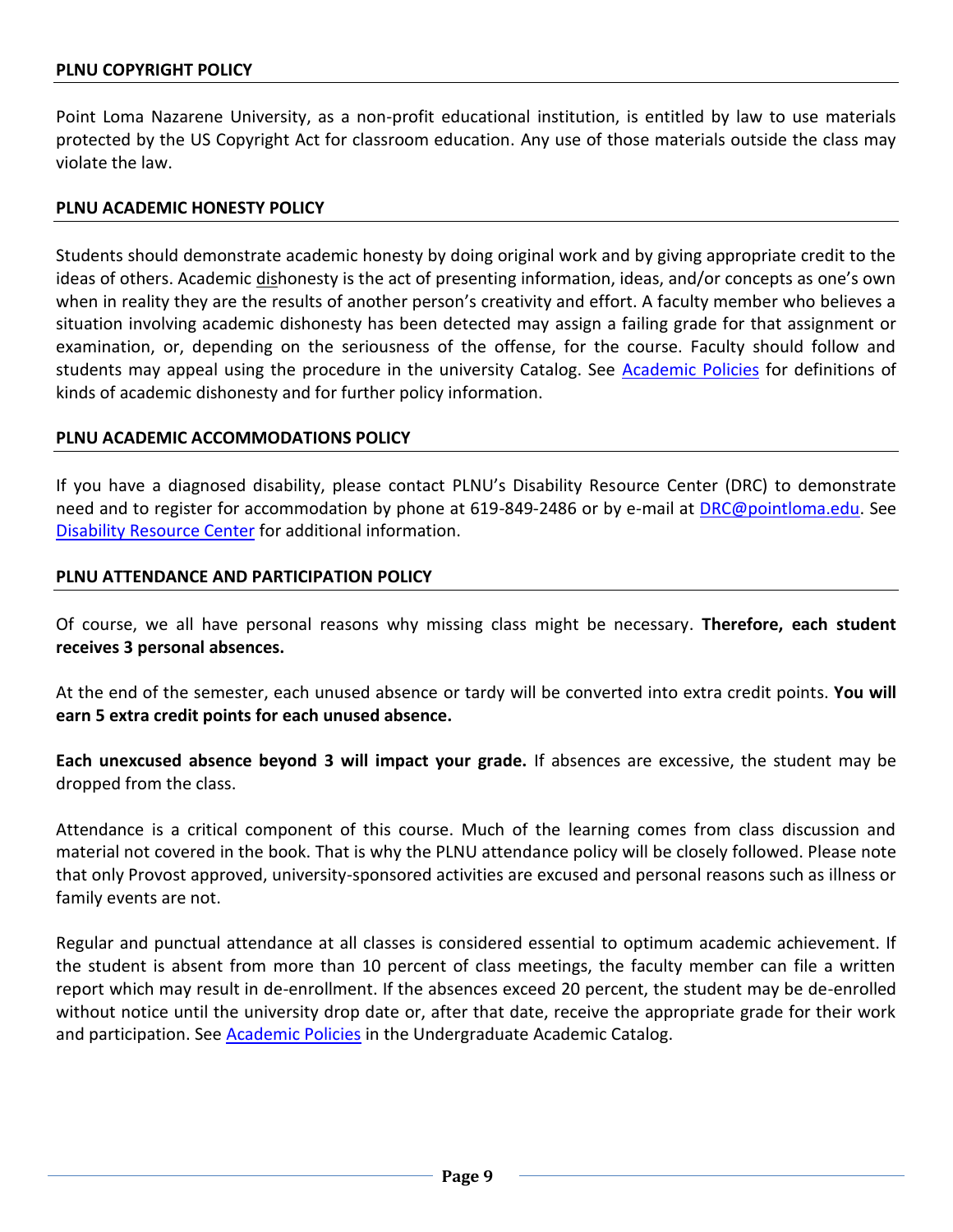## PLNU COPYRIGHT POLICY

Point Loma Nazarene University, as a non-profit educational institution, is entitled by law to use materials protected by the US Copyright Act for classroom education. Any use of those materials outside the class may violate the law.

## PLNU ACADEMIC HONESTY POLICY

Students should demonstrate academic honesty by doing original work and by giving appropriate credit to the ideas of others. Academic <u>dis</u>honesty is the act of presenting information, ideas, and/or concepts as one's own when in reality they are the results of another person's creativity and effort. A faculty member who believes a situation involving academic dishonesty has been detected may assign a failing grade for that assignment or examination, or, depending on the seriousness of the offense, for the course. Faculty should follow and students may appeal using the procedure in the university Catalog. See [Academic Policies] for definitions of kinds of academic dishonesty and for further policy information.

## PLNU ACADEMIC ACCOMMODATIONS POLICY

If you have a diagnosed disability, please contact PLNU's Disability Resource Center (DRC) to demonstrate need and to register for accommodation by phone at 619-849-2486 or by e-mail at DRC@pointloma.edu. See [Disability Resource Center] for additional information.

## PLNU ATTENDANCE AND PARTICIPATION POLICY

Of course, we all have personal reasons why missing class might be necessary. **Therefore, each student receives 3 personal absences.**

At the end of the semester, each unused absence or tardy will be converted into extra credit points. **You will earn 5 extra credit points for each unused absence.**

**Each unexcused absence beyond 3 will impact your grade.** If absences are excessive, the student may be dropped from the class.

Attendance is a critical component of this course. Much of the learning comes from class discussion and material not covered in the book. That is why the PLNU attendance policy will be closely followed. Please note that only Provost approved, university-sponsored activities are excused and personal reasons such as illness or family events are not.

Regular and punctual attendance at all classes is considered essential to optimum academic achievement. If the student is absent from more than 10 percent of class meetings, the faculty member can file a written report which may result in de-enrollment. If the absences exceed 20 percent, the student may be de-enrolled without notice until the university drop date or, after that date, receive the appropriate grade for their work and participation. See [Academic Policies] in the Undergraduate Academic Catalog.